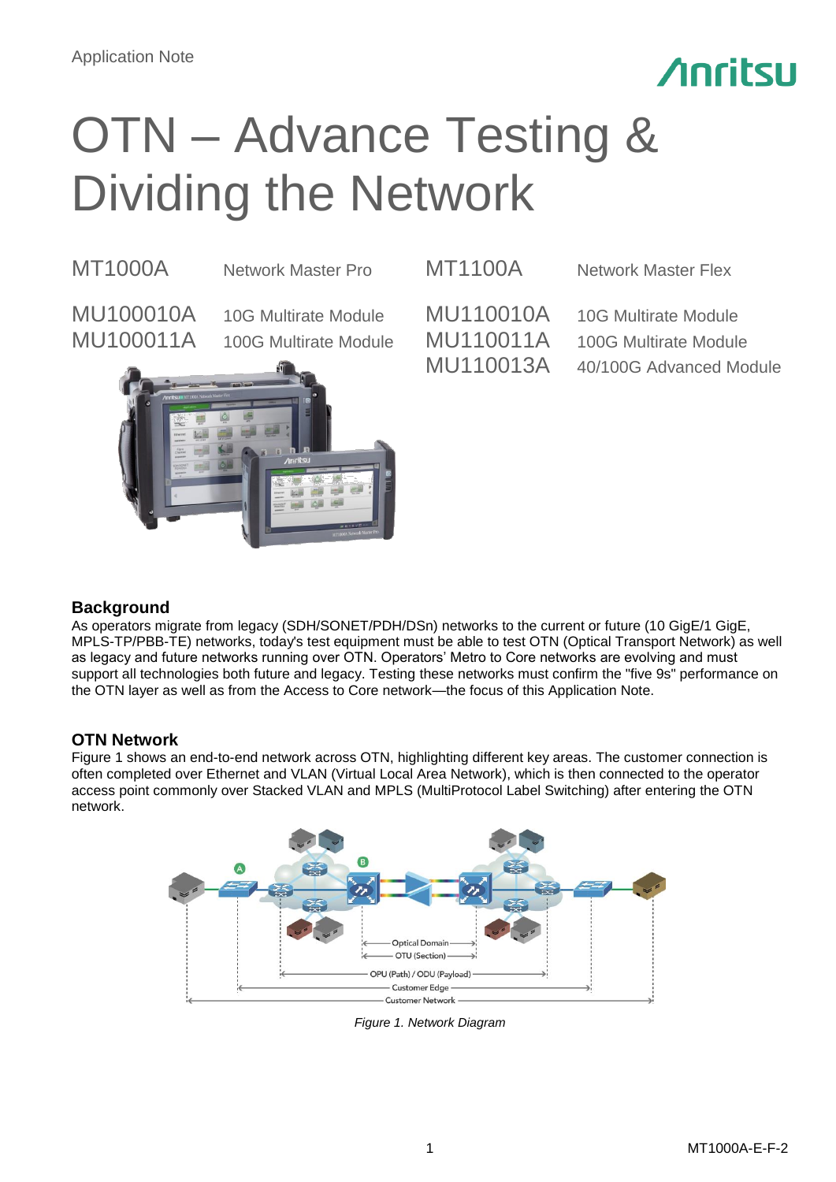Application Note

# OTN – Advance Testing & Dividing the Network

| | | | |
|---|---|---|---|
| MT1000A | Network Master Pro | MT1100A | Network Master Flex |
| MU100010A | 10G Multirate Module | MU110010A | 10G Multirate Module |
| MU100011A | 100G Multirate Module | MU110011A | 100G Multirate Module |
| | | MU110013A | 40/100G Advanced Module |

## Background

As operators migrate from legacy (SDH/SONET/PDH/DSn) networks to the current or future (10 GigE/1 GigE, MPLS-TP/PBB-TE) networks, today's test equipment must be able to test OTN (Optical Transport Network) as well as legacy and future networks running over OTN. Operators' Metro to Core networks are evolving and must support all technologies both future and legacy. Testing these networks must confirm the "five 9s" performance on the OTN layer as well as from the Access to Core network—the focus of this Application Note.

## OTN Network

Figure 1 shows an end-to-end network across OTN, highlighting different key areas. The customer connection is often completed over Ethernet and VLAN (Virtual Local Area Network), which is then connected to the operator access point commonly over Stacked VLAN and MPLS (MultiProtocol Label Switching) after entering the OTN network.

*Figure 1. Network Diagram*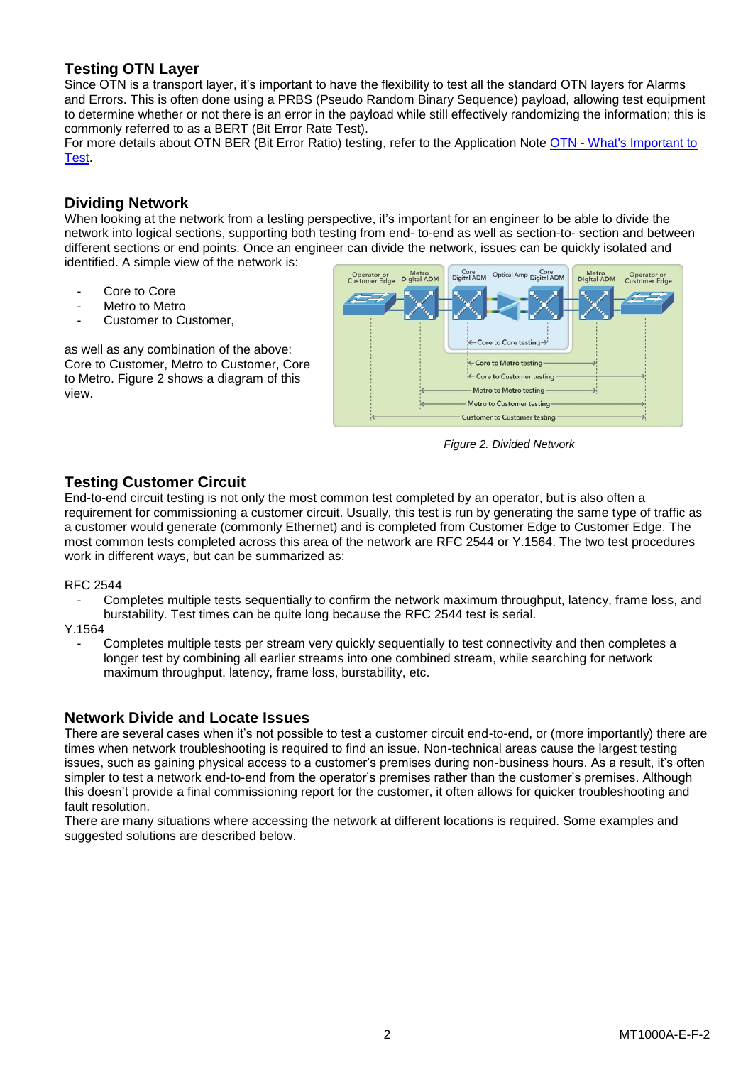## Testing OTN Layer

Since OTN is a transport layer, it's important to have the flexibility to test all the standard OTN layers for Alarms and Errors. This is often done using a PRBS (Pseudo Random Binary Sequence) payload, allowing test equipment to determine whether or not there is an error in the payload while still effectively randomizing the information; this is commonly referred to as a BERT (Bit Error Rate Test).

For more details about OTN BER (Bit Error Ratio) testing, refer to the Application Note OTN - What's Important to Test.

## Dividing Network

When looking at the network from a testing perspective, it's important for an engineer to be able to divide the network into logical sections, supporting both testing from end- to-end as well as section-to- section and between different sections or end points. Once an engineer can divide the network, issues can be quickly isolated and identified. A simple view of the network is:

- Core to Core
- Metro to Metro
- Customer to Customer,

as well as any combination of the above: Core to Customer, Metro to Customer, Core to Metro. Figure 2 shows a diagram of this view.

*Figure 2. Divided Network*

## Testing Customer Circuit

End-to-end circuit testing is not only the most common test completed by an operator, but is also often a requirement for commissioning a customer circuit. Usually, this test is run by generating the same type of traffic as a customer would generate (commonly Ethernet) and is completed from Customer Edge to Customer Edge. The most common tests completed across this area of the network are RFC 2544 or Y.1564. The two test procedures work in different ways, but can be summarized as:

RFC 2544

- Completes multiple tests sequentially to confirm the network maximum throughput, latency, frame loss, and burstability. Test times can be quite long because the RFC 2544 test is serial.

Y.1564

- Completes multiple tests per stream very quickly sequentially to test connectivity and then completes a longer test by combining all earlier streams into one combined stream, while searching for network maximum throughput, latency, frame loss, burstability, etc.

## Network Divide and Locate Issues

There are several cases when it's not possible to test a customer circuit end-to-end, or (more importantly) there are times when network troubleshooting is required to find an issue. Non-technical areas cause the largest testing issues, such as gaining physical access to a customer's premises during non-business hours. As a result, it's often simpler to test a network end-to-end from the operator's premises rather than the customer's premises. Although this doesn't provide a final commissioning report for the customer, it often allows for quicker troubleshooting and fault resolution.

There are many situations where accessing the network at different locations is required. Some examples and suggested solutions are described below.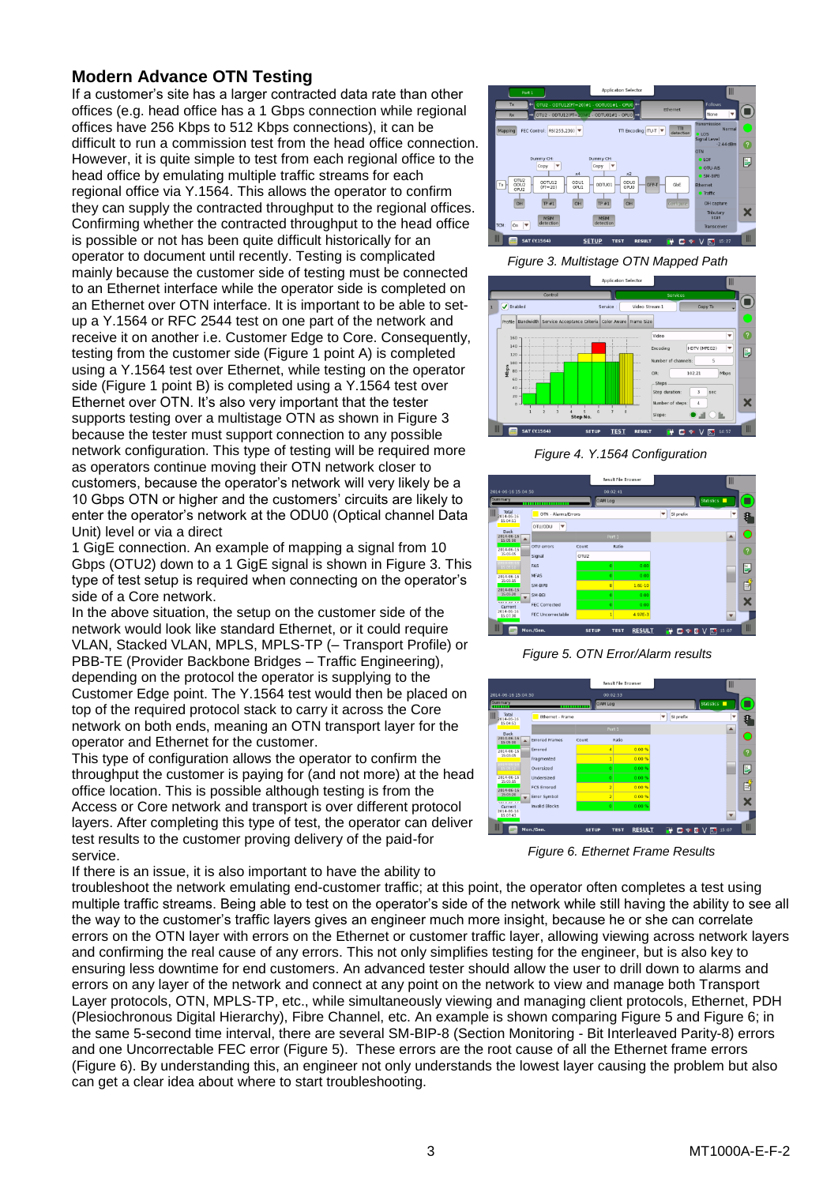## Modern Advance OTN Testing

If a customer's site has a larger contracted data rate than other offices (e.g. head office has a 1 Gbps connection while regional offices have 256 Kbps to 512 Kbps connections), it can be difficult to run a commission test from the head office connection. However, it is quite simple to test from each regional office to the head office by emulating multiple traffic streams for each regional office via Y.1564. This allows the operator to confirm they can supply the contracted throughput to the regional offices. Confirming whether the contracted throughput to the head office is possible or not has been quite difficult historically for an operator to document until recently. Testing is complicated mainly because the customer side of testing must be connected to an Ethernet interface while the operator side is completed on an Ethernet over OTN interface. It is important to be able to set-up a Y.1564 or RFC 2544 test on one part of the network and receive it on another i.e. Customer Edge to Core. Consequently, testing from the customer side (Figure 1 point A) is completed using a Y.1564 test over Ethernet, while testing on the operator side (Figure 1 point B) is completed using a Y.1564 test over Ethernet over OTN. It's also very important that the tester supports testing over a multistage OTN as shown in Figure 3 because the tester must support connection to any possible network configuration. This type of testing will be required more as operators continue moving their OTN network closer to customers, because the operator's network will very likely be a 10 Gbps OTN or higher and the customers' circuits are likely to enter the operator's network at the ODU0 (Optical channel Data Unit) level or via a direct 1 GigE connection. An example of mapping a signal from 10 Gbps (OTU2) down to a 1 GigE signal is shown in Figure 3. This type of test setup is required when connecting on the operator's side of a Core network.

In the above situation, the setup on the customer side of the network would look like standard Ethernet, or it could require VLAN, Stacked VLAN, MPLS, MPLS-TP (– Transport Profile) or PBB-TE (Provider Backbone Bridges – Traffic Engineering), depending on the protocol the operator is supplying to the Customer Edge point. The Y.1564 test would then be placed on top of the required protocol stack to carry it across the Core network on both ends, meaning an OTN transport layer for the operator and Ethernet for the customer.

This type of configuration allows the operator to confirm the throughput the customer is paying for (and not more) at the head office location. This is possible although testing is from the Access or Core network and transport is over different protocol layers. After completing this type of test, the operator can deliver test results to the customer proving delivery of the paid-for service.

If there is an issue, it is also important to have the ability to troubleshoot the network emulating end-customer traffic; at this point, the operator often completes a test using multiple traffic streams. Being able to test on the operator's side of the network while still having the ability to see all the way to the customer's traffic layers gives an engineer much more insight, because he or she can correlate errors on the OTN layer with errors on the Ethernet or customer traffic layer, allowing viewing across network layers and confirming the real cause of any errors. This not only simplifies testing for the engineer, but is also key to ensuring less downtime for end customers. An advanced tester should allow the user to drill down to alarms and errors on any layer of the network and connect at any point on the network to view and manage both Transport Layer protocols, OTN, MPLS-TP, etc., while simultaneously viewing and managing client protocols, Ethernet, PDH (Plesiochronous Digital Hierarchy), Fibre Channel, etc. An example is shown comparing Figure 5 and Figure 6; in the same 5-second time interval, there are several SM-BIP-8 (Section Monitoring - Bit Interleaved Parity-8) errors and one Uncorrectable FEC error (Figure 5). These errors are the root cause of all the Ethernet frame errors (Figure 6). By understanding this, an engineer not only understands the lowest layer causing the problem but also can get a clear idea about where to start troubleshooting.

*Figure 3. Multistage OTN Mapped Path*

*Figure 4. Y.1564 Configuration*

*Figure 5. OTN Error/Alarm results*

*Figure 6. Ethernet Frame Results*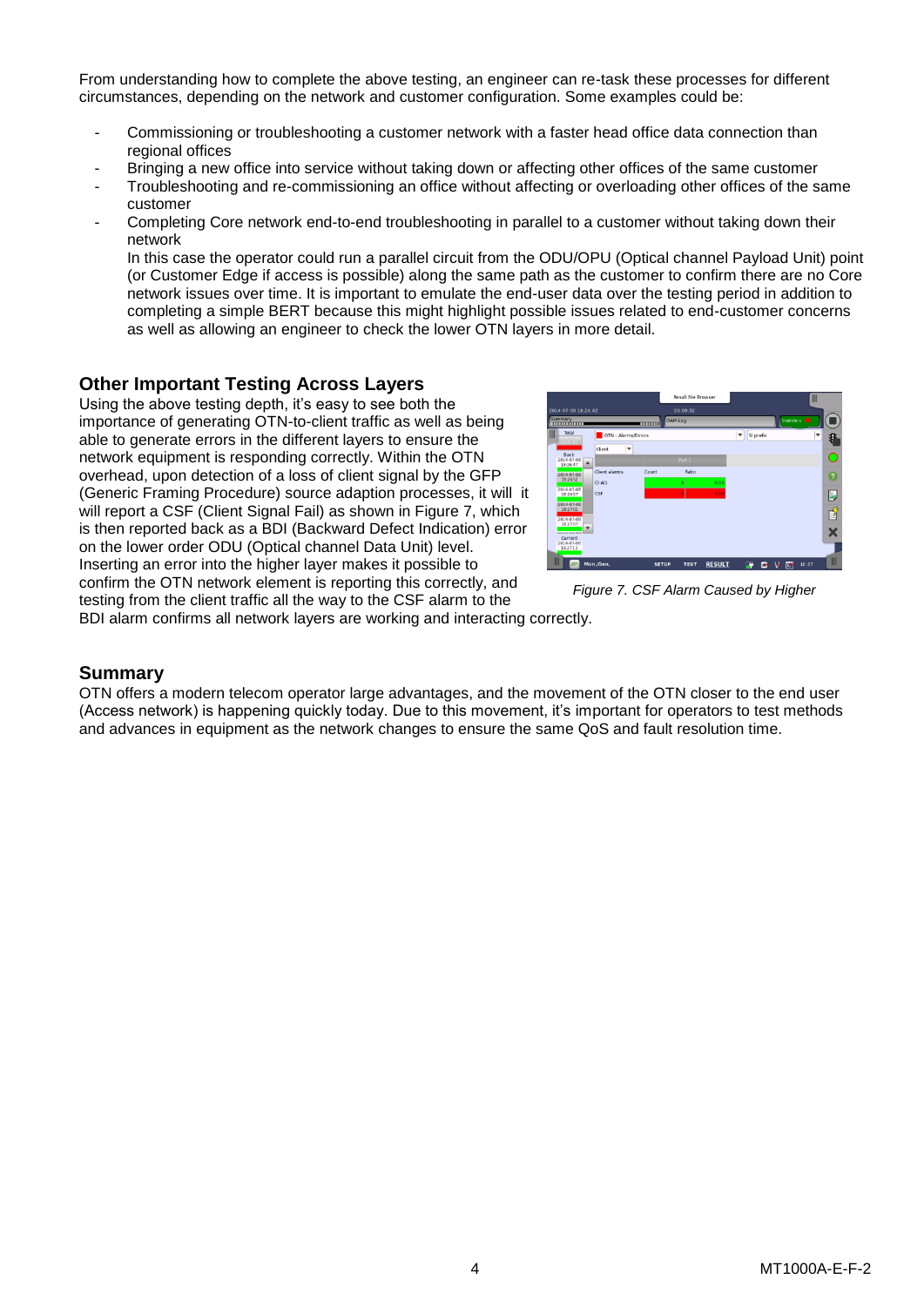From understanding how to complete the above testing, an engineer can re-task these processes for different circumstances, depending on the network and customer configuration. Some examples could be:

- Commissioning or troubleshooting a customer network with a faster head office data connection than regional offices
- Bringing a new office into service without taking down or affecting other offices of the same customer
- Troubleshooting and re-commissioning an office without affecting or overloading other offices of the same customer
- Completing Core network end-to-end troubleshooting in parallel to a customer without taking down their network

  In this case the operator could run a parallel circuit from the ODU/OPU (Optical channel Payload Unit) point (or Customer Edge if access is possible) along the same path as the customer to confirm there are no Core network issues over time. It is important to emulate the end-user data over the testing period in addition to completing a simple BERT because this might highlight possible issues related to end-customer concerns as well as allowing an engineer to check the lower OTN layers in more detail.

## Other Important Testing Across Layers

Using the above testing depth, it's easy to see both the importance of generating OTN-to-client traffic as well as being able to generate errors in the different layers to ensure the network equipment is responding correctly. Within the OTN overhead, upon detection of a loss of client signal by the GFP (Generic Framing Procedure) source adaption processes, it will it will report a CSF (Client Signal Fail) as shown in Figure 7, which is then reported back as a BDI (Backward Defect Indication) error on the lower order ODU (Optical channel Data Unit) level. Inserting an error into the higher layer makes it possible to confirm the OTN network element is reporting this correctly, and testing from the client traffic all the way to the CSF alarm to the BDI alarm confirms all network layers are working and interacting correctly.

*Figure 7. CSF Alarm Caused by Higher*

## Summary

OTN offers a modern telecom operator large advantages, and the movement of the OTN closer to the end user (Access network) is happening quickly today. Due to this movement, it's important for operators to test methods and advances in equipment as the network changes to ensure the same QoS and fault resolution time.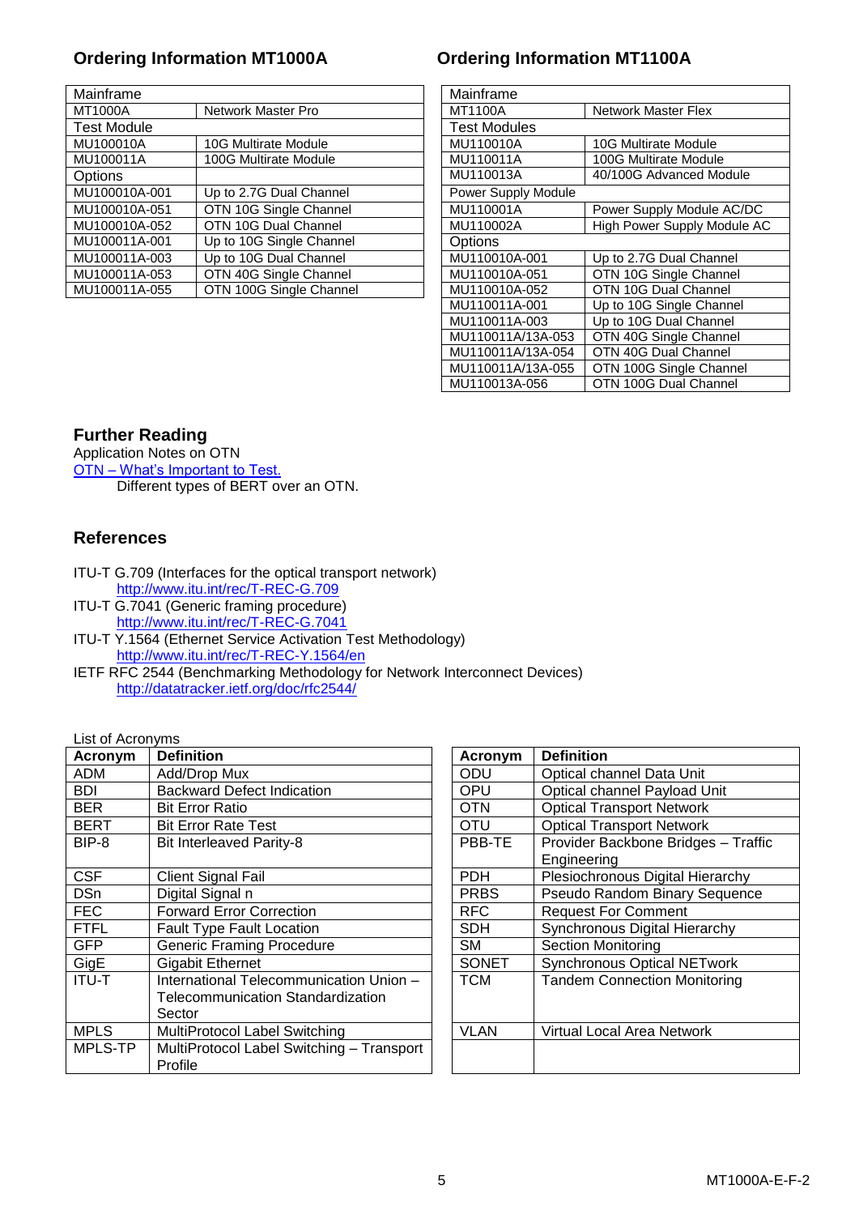## Ordering Information MT1000A

| Mainframe | |
|---|---|
| MT1000A | Network Master Pro |
| **Test Module** | |
| MU100010A | 10G Multirate Module |
| MU100011A | 100G Multirate Module |
| **Options** | |
| MU100010A-001 | Up to 2.7G Dual Channel |
| MU100010A-051 | OTN 10G Single Channel |
| MU100010A-052 | OTN 10G Dual Channel |
| MU100011A-001 | Up to 10G Single Channel |
| MU100011A-003 | Up to 10G Dual Channel |
| MU100011A-053 | OTN 40G Single Channel |
| MU100011A-055 | OTN 100G Single Channel |

## Ordering Information MT1100A

| Mainframe | |
|---|---|
| MT1100A | Network Master Flex |
| **Test Modules** | |
| MU110010A | 10G Multirate Module |
| MU110011A | 100G Multirate Module |
| MU110013A | 40/100G Advanced Module |
| **Power Supply Module** | |
| MU110001A | Power Supply Module AC/DC |
| MU110002A | High Power Supply Module AC |
| **Options** | |
| MU110010A-001 | Up to 2.7G Dual Channel |
| MU110010A-051 | OTN 10G Single Channel |
| MU110010A-052 | OTN 10G Dual Channel |
| MU110011A-001 | Up to 10G Single Channel |
| MU110011A-003 | Up to 10G Dual Channel |
| MU110011A/13A-053 | OTN 40G Single Channel |
| MU110011A/13A-054 | OTN 40G Dual Channel |
| MU110011A/13A-055 | OTN 100G Single Channel |
| MU110013A-056 | OTN 100G Dual Channel |

## Further Reading

Application Notes on OTN
OTN – What's Important to Test.
    Different types of BERT over an OTN.

## References

ITU-T G.709 (Interfaces for the optical transport network)
    http://www.itu.int/rec/T-REC-G.709
ITU-T G.7041 (Generic framing procedure)
    http://www.itu.int/rec/T-REC-G.7041
ITU-T Y.1564 (Ethernet Service Activation Test Methodology)
    http://www.itu.int/rec/T-REC-Y.1564/en
IETF RFC 2544 (Benchmarking Methodology for Network Interconnect Devices)
    http://datatracker.ietf.org/doc/rfc2544/

List of Acronyms

| Acronym | Definition |
|---|---|
| ADM | Add/Drop Mux |
| BDI | Backward Defect Indication |
| BER | Bit Error Ratio |
| BERT | Bit Error Rate Test |
| BIP-8 | Bit Interleaved Parity-8 |
| CSF | Client Signal Fail |
| DSn | Digital Signal n |
| FEC | Forward Error Correction |
| FTFL | Fault Type Fault Location |
| GFP | Generic Framing Procedure |
| GigE | Gigabit Ethernet |
| ITU-T | International Telecommunication Union – Telecommunication Standardization Sector |
| MPLS | MultiProtocol Label Switching |
| MPLS-TP | MultiProtocol Label Switching – Transport Profile |
| ODU | Optical channel Data Unit |
| OPU | Optical channel Payload Unit |
| OTN | Optical Transport Network |
| OTU | Optical Transport Network |
| PBB-TE | Provider Backbone Bridges – Traffic Engineering |
| PDH | Plesiochronous Digital Hierarchy |
| PRBS | Pseudo Random Binary Sequence |
| RFC | Request For Comment |
| SDH | Synchronous Digital Hierarchy |
| SM | Section Monitoring |
| SONET | Synchronous Optical NETwork |
| TCM | Tandem Connection Monitoring |
| VLAN | Virtual Local Area Network |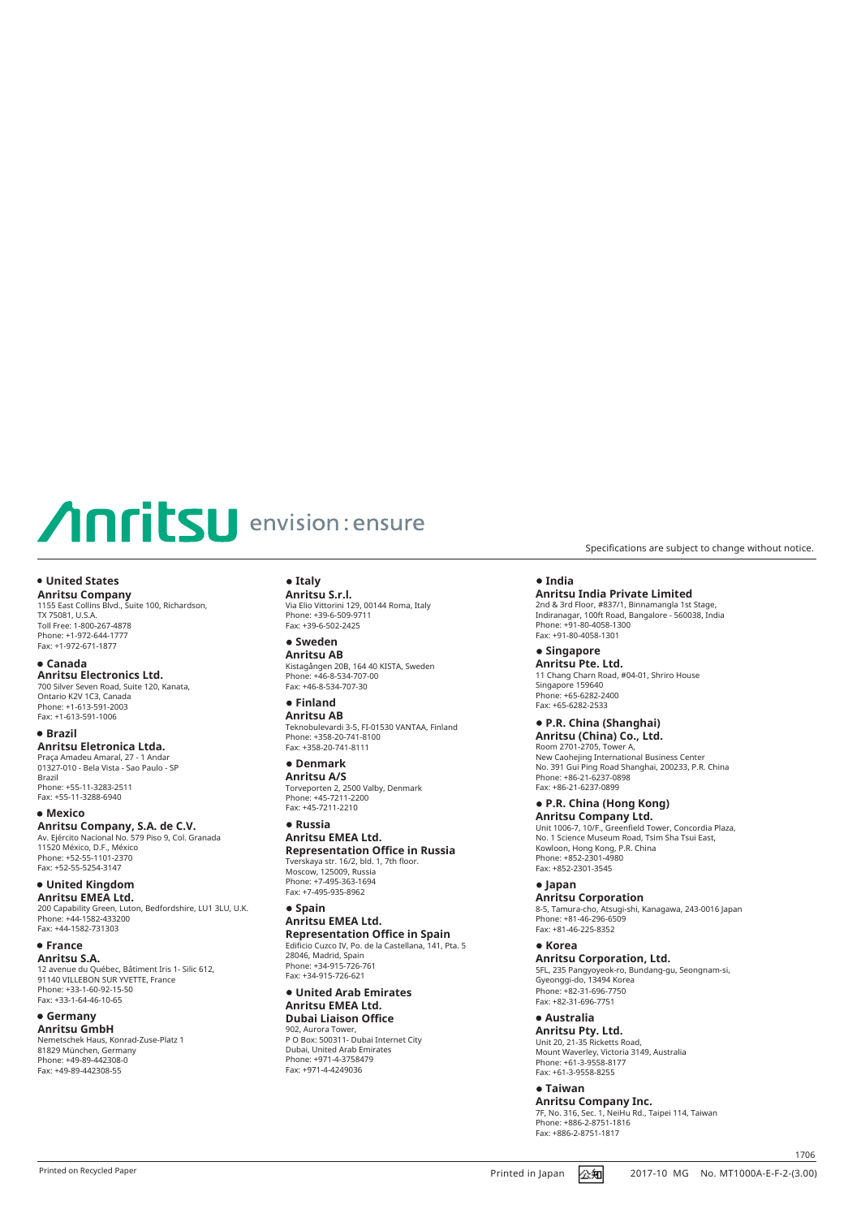Anritsu envision : ensure

Specifications are subject to change without notice.

● **United States**
**Anritsu Company**
1155 East Collins Blvd., Suite 100, Richardson,
TX 75081, U.S.A.
Toll Free: 1-800-267-4878
Phone: +1-972-644-1777
Fax: +1-972-671-1877

● **Canada**
**Anritsu Electronics Ltd.**
700 Silver Seven Road, Suite 120, Kanata,
Ontario K2V 1C3, Canada
Phone: +1-613-591-2003
Fax: +1-613-591-1006

● **Brazil**
**Anritsu Eletronica Ltda.**
Praça Amadeu Amaral, 27 - 1 Andar
01327-010 - Bela Vista - Sao Paulo - SP
Brazil
Phone: +55-11-3283-2511
Fax: +55-11-3288-6940

● **Mexico**
**Anritsu Company, S.A. de C.V.**
Av. Ejército Nacional No. 579 Piso 9, Col. Granada
11520 México, D.F., México
Phone: +52-55-1101-2370
Fax: +52-55-5254-3147

● **United Kingdom**
**Anritsu EMEA Ltd.**
200 Capability Green, Luton, Bedfordshire, LU1 3LU, U.K.
Phone: +44-1582-433200
Fax: +44-1582-731303

● **France**
**Anritsu S.A.**
12 avenue du Québec, Bâtiment Iris 1- Silic 612,
91140 VILLEBON SUR YVETTE, France
Phone: +33-1-60-92-15-50
Fax: +33-1-64-46-10-65

● **Germany**
**Anritsu GmbH**
Nemetschek Haus, Konrad-Zuse-Platz 1
81829 München, Germany
Phone: +49-89-442308-0
Fax: +49-89-442308-55

● **Italy**
**Anritsu S.r.l.**
Via Elio Vittorini 129, 00144 Roma, Italy
Phone: +39-6-509-9711
Fax: +39-6-502-2425

● **Sweden**
**Anritsu AB**
Kistagången 20B, 164 40 KISTA, Sweden
Phone: +46-8-534-707-00
Fax: +46-8-534-707-30

● **Finland**
**Anritsu AB**
Teknobulevardi 3-5, FI-01530 VANTAA, Finland
Phone: +358-20-741-8100
Fax: +358-20-741-8111

● **Denmark**
**Anritsu A/S**
Torveporten 2, 2500 Valby, Denmark
Phone: +45-7211-2200
Fax: +45-7211-2210

● **Russia**
**Anritsu EMEA Ltd.**
**Representation Office in Russia**
Tverskaya str. 16/2, bld. 1, 7th floor.
Moscow, 125009, Russia
Phone: +7-495-363-1694
Fax: +7-495-935-8962

● **Spain**
**Anritsu EMEA Ltd.**
**Representation Office in Spain**
Edificio Cuzco IV, Po. de la Castellana, 141, Pta. 5
28046, Madrid, Spain
Phone: +34-915-726-761
Fax: +34-915-726-621

● **United Arab Emirates**
**Anritsu EMEA Ltd.**
**Dubai Liaison Office**
902, Aurora Tower,
P O Box: 500311- Dubai Internet City
Dubai, United Arab Emirates
Phone: +971-4-3758479
Fax: +971-4-4249036

● **India**
**Anritsu India Private Limited**
2nd & 3rd Floor, #837/1, Binnamangla 1st Stage,
Indiranagar, 100ft Road, Bangalore - 560038, India
Phone: +91-80-4058-1300
Fax: +91-80-4058-1301

● **Singapore**
**Anritsu Pte. Ltd.**
11 Chang Charn Road, #04-01, Shriro House
Singapore 159640
Phone: +65-6282-2400
Fax: +65-6282-2533

● **P.R. China (Shanghai)**
**Anritsu (China) Co., Ltd.**
Room 2701-2705, Tower A,
New Caohejing International Business Center
No. 391 Gui Ping Road Shanghai, 200233, P.R. China
Phone: +86-21-6237-0898
Fax: +86-21-6237-0899

● **P.R. China (Hong Kong)**
**Anritsu Company Ltd.**
Unit 1006-7, 10/F., Greenfield Tower, Concordia Plaza,
No. 1 Science Museum Road, Tsim Sha Tsui East,
Kowloon, Hong Kong, P.R. China
Phone: +852-2301-4980
Fax: +852-2301-3545

● **Japan**
**Anritsu Corporation**
8-5, Tamura-cho, Atsugi-shi, Kanagawa, 243-0016 Japan
Phone: +81-46-296-6509
Fax: +81-46-225-8352

● **Korea**
**Anritsu Corporation, Ltd.**
5FL, 235 Pangyoyeok-ro, Bundang-gu, Seongnam-si,
Gyeonggi-do, 13494 Korea
Phone: +82-31-696-7750
Fax: +82-31-696-7751

● **Australia**
**Anritsu Pty. Ltd.**
Unit 20, 21-35 Ricketts Road,
Mount Waverley, Victoria 3149, Australia
Phone: +61-3-9558-8177
Fax: +61-3-9558-8255

● **Taiwan**
**Anritsu Company Inc.**
7F, No. 316, Sec. 1, NeiHu Rd., Taipei 114, Taiwan
Phone: +886-2-8751-1816
Fax: +886-2-8751-1817

1706

Printed on Recycled Paper

Printed in Japan 公知 2017-10 MG No. MT1000A-E-F-2-(3.00)